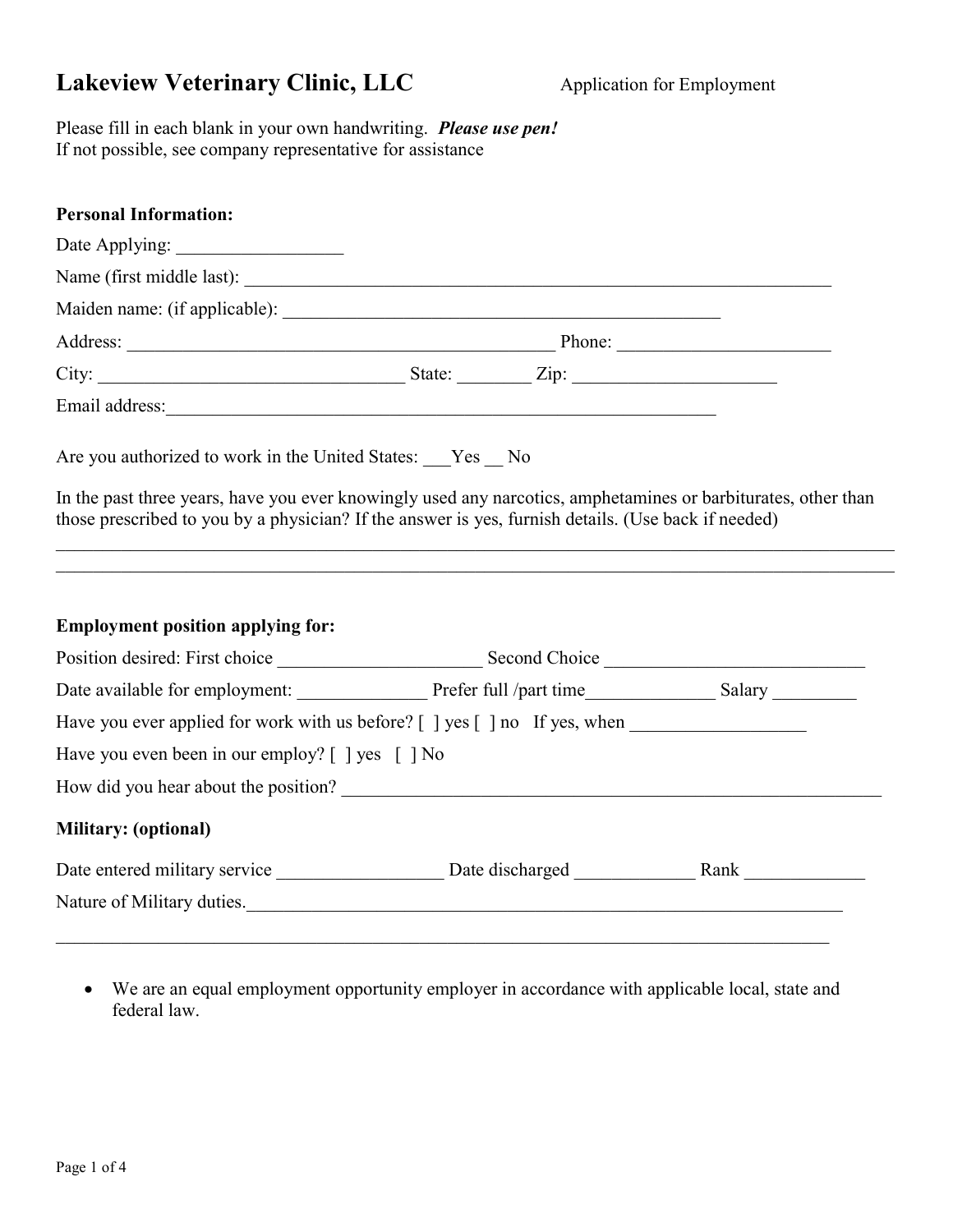# Lakeview Veterinary Clinic, LLC

Application for Employment

Please fill in each blank in your own handwriting. ***Please use pen!***
If not possible, see company representative for assistance

**Personal Information:**

Date Applying: __________________

Name (first middle last): _________________________________________________________________

Maiden name: (if applicable): ________________________________________________

Address: ________________________________________________ Phone: ________________________

City: _________________________________ State: ________ Zip: ______________________

Email address:____________________________________________________________

Are you authorized to work in the United States: ___Yes __ No

In the past three years, have you ever knowingly used any narcotics, amphetamines or barbiturates, other than those prescribed to you by a physician? If the answer is yes, furnish details. (Use back if needed)

_____________________________________________________________________________________________

_____________________________________________________________________________________________

**Employment position applying for:**

Position desired: First choice ______________________ Second Choice ____________________________

Date available for employment: ______________ Prefer full /part time______________ Salary _________

Have you ever applied for work with us before? [ ] yes [ ] no If yes, when ___________________

Have you even been in our employ? [ ] yes [ ] No

How did you hear about the position? ____________________________________________________________

**Military: (optional)**

Date entered military service __________________ Date discharged _____________ Rank _____________

Nature of Military duties.__________________________________________________________________

_____________________________________________________________________________________

- We are an equal employment opportunity employer in accordance with applicable local, state and federal law.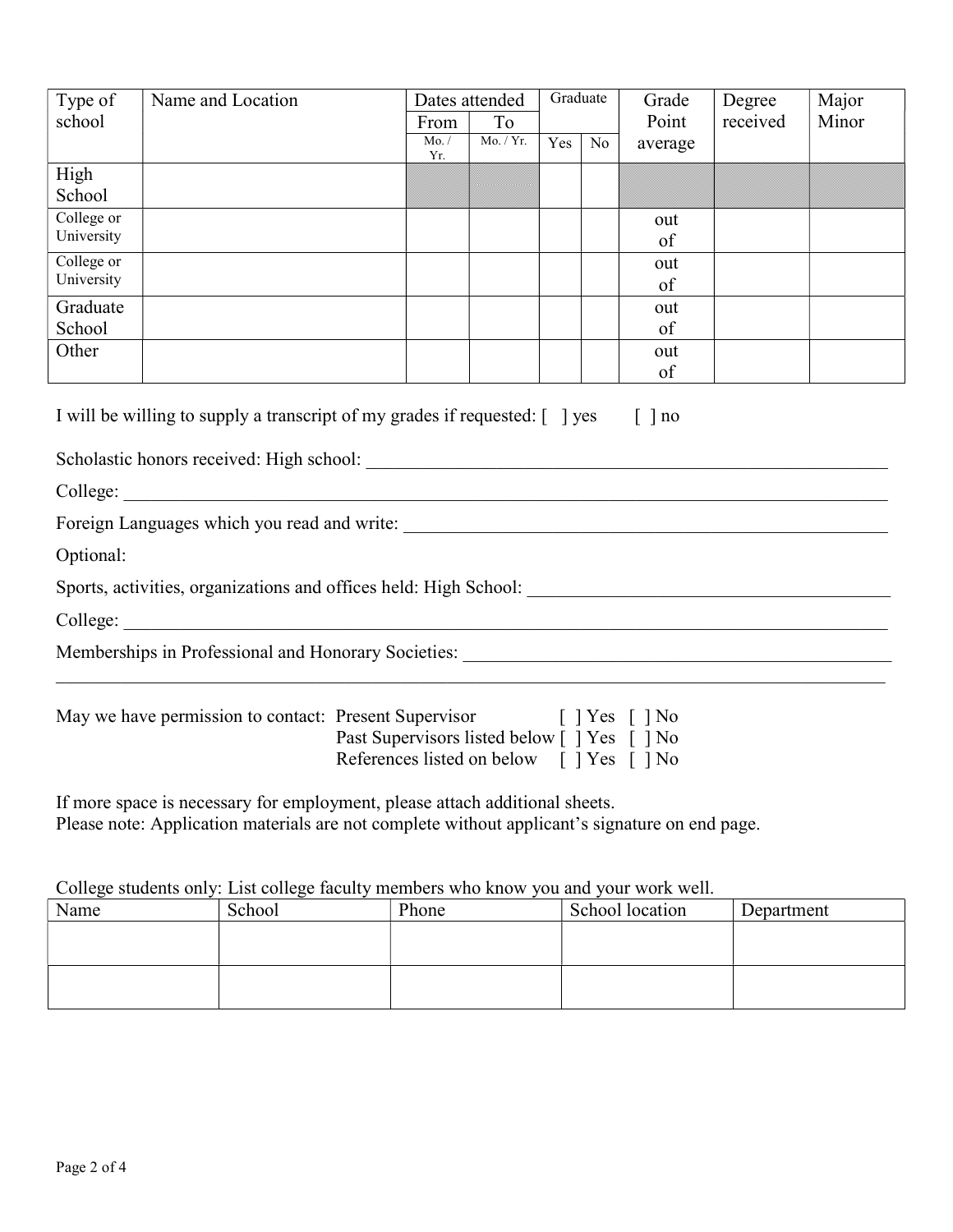| Type of school | Name and Location | Dates attended | | Graduate | | Grade Point average | Degree received | Major Minor |
|---|---|---|---|---|---|---|---|---|
| | | From | To | | | | | |
| | | Mo. / Yr. | Mo. / Yr. | Yes | No | | | |
| High School | | | | | | | | |
| College or University | | | | | | out of | | |
| College or University | | | | | | out of | | |
| Graduate School | | | | | | out of | | |
| Other | | | | | | out of | | |

I will be willing to supply a transcript of my grades if requested: [ ] yes [ ] no

Scholastic honors received: High school: ___________________________________________

College: ___________________________________________

Foreign Languages which you read and write: ___________________________________________

Optional:

Sports, activities, organizations and offices held: High School: ___________________________________________

College: ___________________________________________

Memberships in Professional and Honorary Societies: ___________________________________________

___________________________________________

May we have permission to contact: Present Supervisor [ ] Yes [ ] No
Past Supervisors listed below [ ] Yes [ ] No
References listed on below [ ] Yes [ ] No

If more space is necessary for employment, please attach additional sheets.
Please note: Application materials are not complete without applicant's signature on end page.

College students only: List college faculty members who know you and your work well.

| Name | School | Phone | School location | Department |
|---|---|---|---|---|
| | | | | |
| | | | | |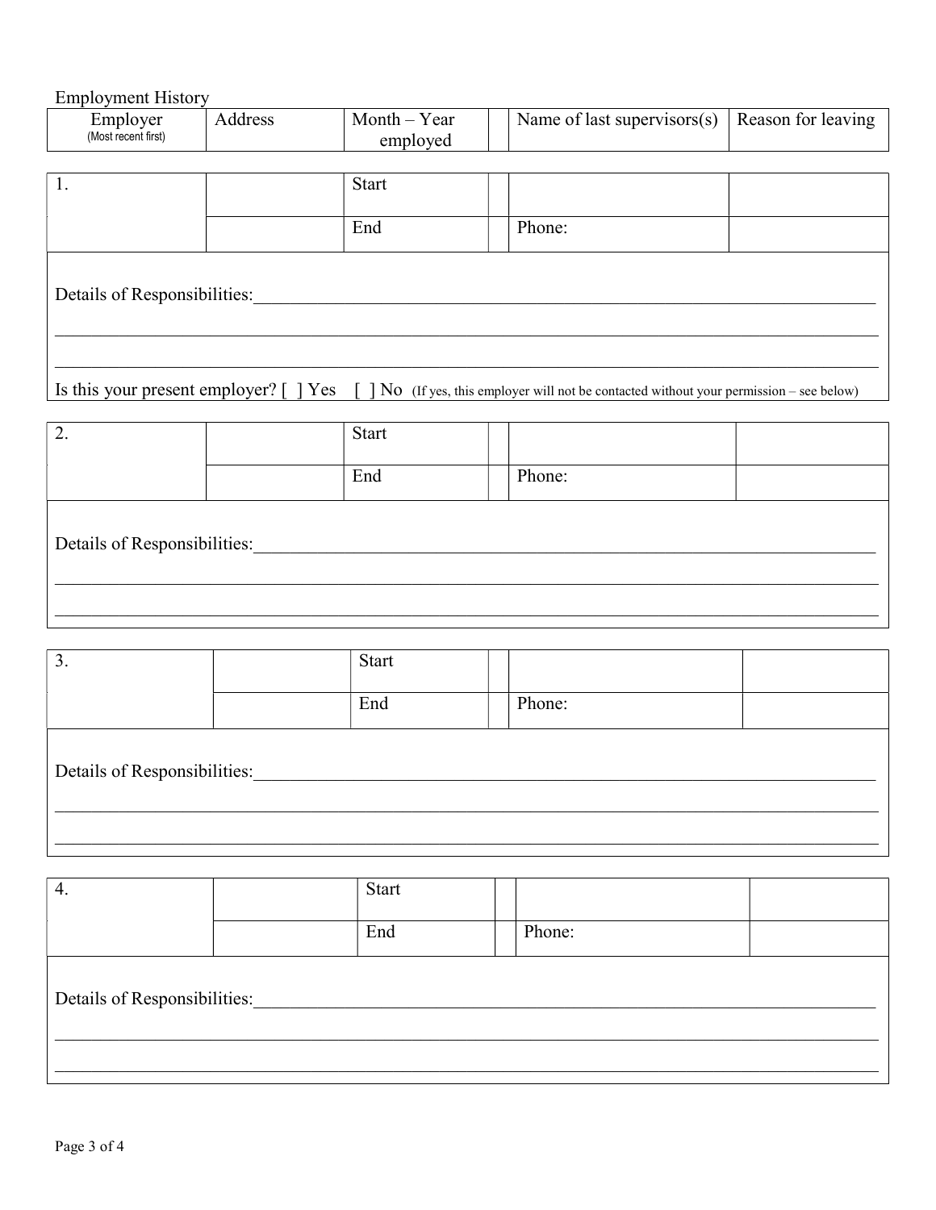Employment History

| Employer (Most recent first) | Address | Month – Year employed | | Name of last supervisors(s) | Reason for leaving |
|---|---|---|---|---|---|

| 1. | | Start | | | |
|---|---|---|---|---|---|
| | | End | | Phone: | |

Details of Responsibilities:______________________________________________________________________________

____________________________________________________________________________________________________

____________________________________________________________________________________________________

Is this your present employer? [ ] Yes [ ] No (If yes, this employer will not be contacted without your permission – see below)

| 2. | | Start | | | |
|---|---|---|---|---|---|
| | | End | | Phone: | |

Details of Responsibilities:______________________________________________________________________________

____________________________________________________________________________________________________

____________________________________________________________________________________________________

| 3. | | Start | | | |
|---|---|---|---|---|---|
| | | End | | Phone: | |

Details of Responsibilities:______________________________________________________________________________

____________________________________________________________________________________________________

____________________________________________________________________________________________________

| 4. | | Start | | | |
|---|---|---|---|---|---|
| | | End | | Phone: | |

Details of Responsibilities:______________________________________________________________________________

____________________________________________________________________________________________________

____________________________________________________________________________________________________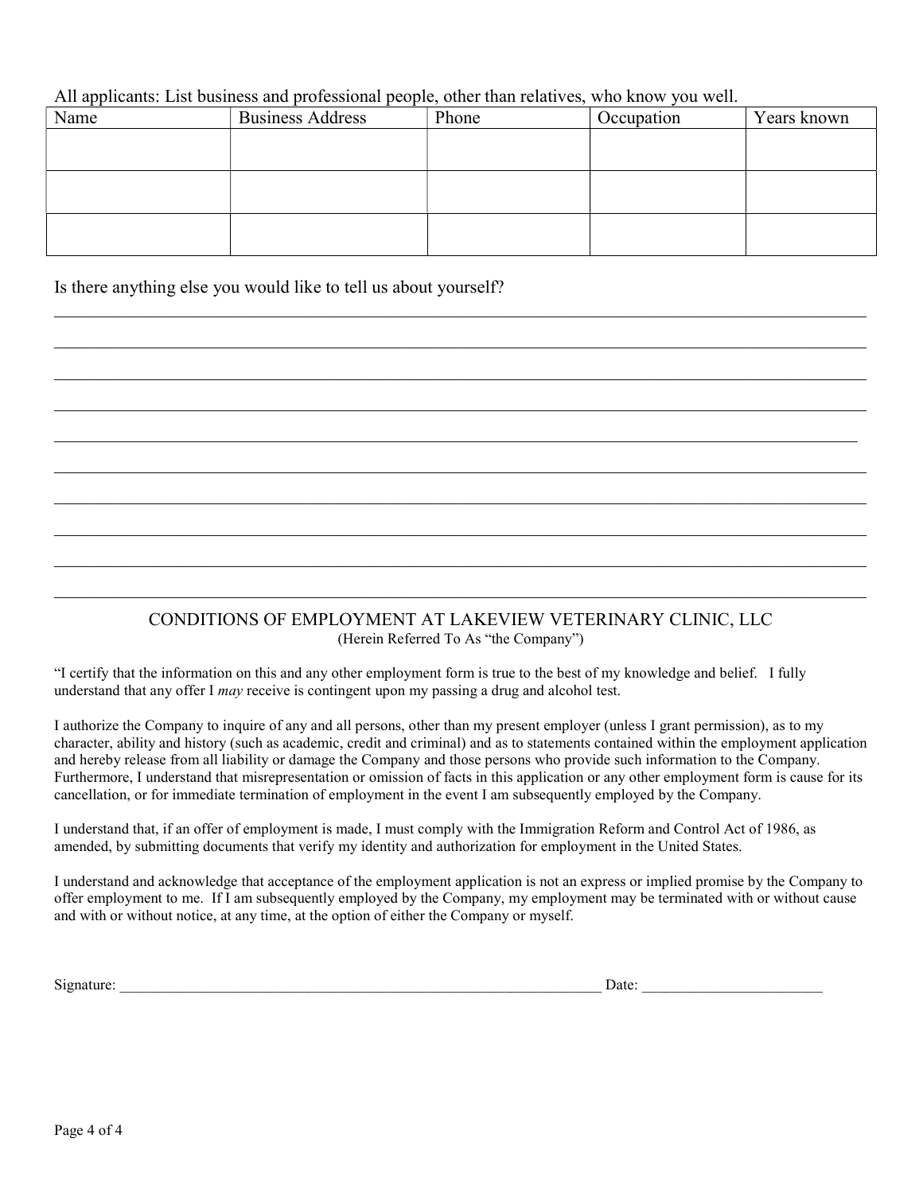All applicants: List business and professional people, other than relatives, who know you well.

| Name | Business Address | Phone | Occupation | Years known |
|---|---|---|---|---|
| | | | | |
| | | | | |
| | | | | |

Is there anything else you would like to tell us about yourself?

\_\_\_\_\_\_\_\_\_\_\_\_\_\_\_\_\_\_\_\_\_\_\_\_\_\_\_\_\_\_\_\_\_\_\_\_\_\_\_\_\_\_\_\_\_\_\_\_\_\_\_\_\_\_\_\_\_\_\_\_\_\_\_\_\_\_\_\_\_\_\_\_\_\_\_\_\_\_\_\_\_\_\_\_\_\_\_\_\_\_\_\_\_\_

\_\_\_\_\_\_\_\_\_\_\_\_\_\_\_\_\_\_\_\_\_\_\_\_\_\_\_\_\_\_\_\_\_\_\_\_\_\_\_\_\_\_\_\_\_\_\_\_\_\_\_\_\_\_\_\_\_\_\_\_\_\_\_\_\_\_\_\_\_\_\_\_\_\_\_\_\_\_\_\_\_\_\_\_\_\_\_\_\_\_\_\_\_\_

\_\_\_\_\_\_\_\_\_\_\_\_\_\_\_\_\_\_\_\_\_\_\_\_\_\_\_\_\_\_\_\_\_\_\_\_\_\_\_\_\_\_\_\_\_\_\_\_\_\_\_\_\_\_\_\_\_\_\_\_\_\_\_\_\_\_\_\_\_\_\_\_\_\_\_\_\_\_\_\_\_\_\_\_\_\_\_\_\_\_\_\_\_\_

\_\_\_\_\_\_\_\_\_\_\_\_\_\_\_\_\_\_\_\_\_\_\_\_\_\_\_\_\_\_\_\_\_\_\_\_\_\_\_\_\_\_\_\_\_\_\_\_\_\_\_\_\_\_\_\_\_\_\_\_\_\_\_\_\_\_\_\_\_\_\_\_\_\_\_\_\_\_\_\_\_\_\_\_\_\_\_\_\_\_\_\_\_\_

\_\_\_\_\_\_\_\_\_\_\_\_\_\_\_\_\_\_\_\_\_\_\_\_\_\_\_\_\_\_\_\_\_\_\_\_\_\_\_\_\_\_\_\_\_\_\_\_\_\_\_\_\_\_\_\_\_\_\_\_\_\_\_\_\_\_\_\_\_\_\_\_\_\_\_\_\_\_\_\_\_\_\_\_\_\_\_\_\_\_\_\_\_\_

\_\_\_\_\_\_\_\_\_\_\_\_\_\_\_\_\_\_\_\_\_\_\_\_\_\_\_\_\_\_\_\_\_\_\_\_\_\_\_\_\_\_\_\_\_\_\_\_\_\_\_\_\_\_\_\_\_\_\_\_\_\_\_\_\_\_\_\_\_\_\_\_\_\_\_\_\_\_\_\_\_\_\_\_\_\_\_\_\_\_\_\_\_\_

\_\_\_\_\_\_\_\_\_\_\_\_\_\_\_\_\_\_\_\_\_\_\_\_\_\_\_\_\_\_\_\_\_\_\_\_\_\_\_\_\_\_\_\_\_\_\_\_\_\_\_\_\_\_\_\_\_\_\_\_\_\_\_\_\_\_\_\_\_\_\_\_\_\_\_\_\_\_\_\_\_\_\_\_\_\_\_\_\_\_\_\_\_\_

\_\_\_\_\_\_\_\_\_\_\_\_\_\_\_\_\_\_\_\_\_\_\_\_\_\_\_\_\_\_\_\_\_\_\_\_\_\_\_\_\_\_\_\_\_\_\_\_\_\_\_\_\_\_\_\_\_\_\_\_\_\_\_\_\_\_\_\_\_\_\_\_\_\_\_\_\_\_\_\_\_\_\_\_\_\_\_\_\_\_\_\_\_\_

\_\_\_\_\_\_\_\_\_\_\_\_\_\_\_\_\_\_\_\_\_\_\_\_\_\_\_\_\_\_\_\_\_\_\_\_\_\_\_\_\_\_\_\_\_\_\_\_\_\_\_\_\_\_\_\_\_\_\_\_\_\_\_\_\_\_\_\_\_\_\_\_\_\_\_\_\_\_\_\_\_\_\_\_\_\_\_\_\_\_\_\_\_\_

\_\_\_\_\_\_\_\_\_\_\_\_\_\_\_\_\_\_\_\_\_\_\_\_\_\_\_\_\_\_\_\_\_\_\_\_\_\_\_\_\_\_\_\_\_\_\_\_\_\_\_\_\_\_\_\_\_\_\_\_\_\_\_\_\_\_\_\_\_\_\_\_\_\_\_\_\_\_\_\_\_\_\_\_\_\_\_\_\_\_\_\_\_\_

## CONDITIONS OF EMPLOYMENT AT LAKEVIEW VETERINARY CLINIC, LLC

(Herein Referred To As "the Company")

"I certify that the information on this and any other employment form is true to the best of my knowledge and belief. I fully understand that any offer I *may* receive is contingent upon my passing a drug and alcohol test.

I authorize the Company to inquire of any and all persons, other than my present employer (unless I grant permission), as to my character, ability and history (such as academic, credit and criminal) and as to statements contained within the employment application and hereby release from all liability or damage the Company and those persons who provide such information to the Company. Furthermore, I understand that misrepresentation or omission of facts in this application or any other employment form is cause for its cancellation, or for immediate termination of employment in the event I am subsequently employed by the Company.

I understand that, if an offer of employment is made, I must comply with the Immigration Reform and Control Act of 1986, as amended, by submitting documents that verify my identity and authorization for employment in the United States.

I understand and acknowledge that acceptance of the employment application is not an express or implied promise by the Company to offer employment to me. If I am subsequently employed by the Company, my employment may be terminated with or without cause and with or without notice, at any time, at the option of either the Company or myself.

Signature: \_\_\_\_\_\_\_\_\_\_\_\_\_\_\_\_\_\_\_\_\_\_\_\_\_\_\_\_\_\_\_\_\_\_\_\_\_\_\_\_\_\_\_\_\_\_\_\_\_\_\_\_\_\_\_\_\_\_\_\_ Date: \_\_\_\_\_\_\_\_\_\_\_\_\_\_\_\_\_\_\_\_\_\_\_\_